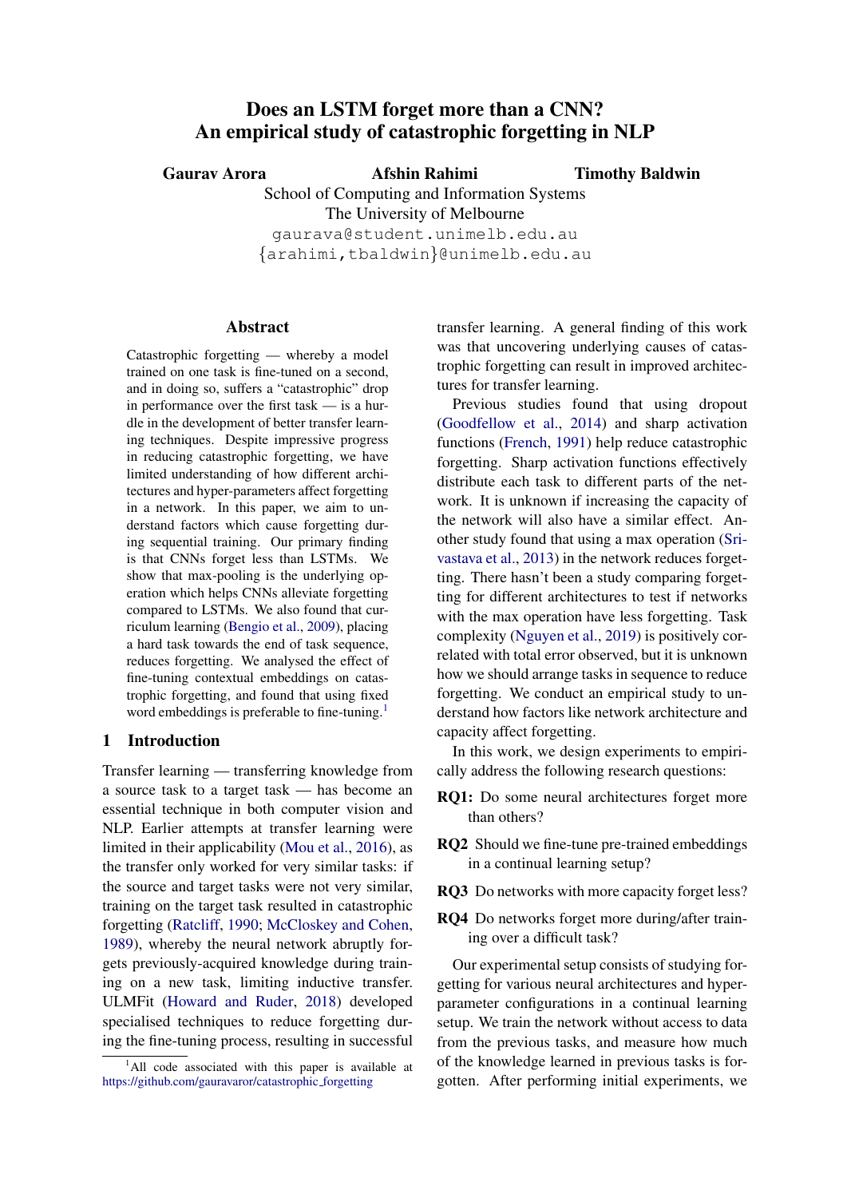# Does an LSTM forget more than a CNN? An empirical study of catastrophic forgetting in NLP

**Gaurav Arora** **Afshin Rahimi** **Timothy Baldwin**

School of Computing and Information Systems
The University of Melbourne

gaurava@student.unimelb.edu.au
{arahimi,tbaldwin}@unimelb.edu.au

## Abstract

Catastrophic forgetting — whereby a model trained on one task is fine-tuned on a second, and in doing so, suffers a "catastrophic" drop in performance over the first task — is a hurdle in the development of better transfer learning techniques. Despite impressive progress in reducing catastrophic forgetting, we have limited understanding of how different architectures and hyper-parameters affect forgetting in a network. In this paper, we aim to understand factors which cause forgetting during sequential training. Our primary finding is that CNNs forget less than LSTMs. We show that max-pooling is the underlying operation which helps CNNs alleviate forgetting compared to LSTMs. We also found that curriculum learning (Bengio et al., 2009), placing a hard task towards the end of task sequence, reduces forgetting. We analysed the effect of fine-tuning contextual embeddings on catastrophic forgetting, and found that using fixed word embeddings is preferable to fine-tuning.[1]

## 1 Introduction

Transfer learning — transferring knowledge from a source task to a target task — has become an essential technique in both computer vision and NLP. Earlier attempts at transfer learning were limited in their applicability (Mou et al., 2016), as the transfer only worked for very similar tasks: if the source and target tasks were not very similar, training on the target task resulted in catastrophic forgetting (Ratcliff, 1990; McCloskey and Cohen, 1989), whereby the neural network abruptly forgets previously-acquired knowledge during training on a new task, limiting inductive transfer. ULMFit (Howard and Ruder, 2018) developed specialised techniques to reduce forgetting during the fine-tuning process, resulting in successful transfer learning. A general finding of this work was that uncovering underlying causes of catastrophic forgetting can result in improved architectures for transfer learning.

Previous studies found that using dropout (Goodfellow et al., 2014) and sharp activation functions (French, 1991) help reduce catastrophic forgetting. Sharp activation functions effectively distribute each task to different parts of the network. It is unknown if increasing the capacity of the network will also have a similar effect. Another study found that using a max operation (Srivastava et al., 2013) in the network reduces forgetting. There hasn't been a study comparing forgetting for different architectures to test if networks with the max operation have less forgetting. Task complexity (Nguyen et al., 2019) is positively correlated with total error observed, but it is unknown how we should arrange tasks in sequence to reduce forgetting. We conduct an empirical study to understand how factors like network architecture and capacity affect forgetting.

In this work, we design experiments to empirically address the following research questions:

**RQ1:** Do some neural architectures forget more than others?

**RQ2** Should we fine-tune pre-trained embeddings in a continual learning setup?

**RQ3** Do networks with more capacity forget less?

**RQ4** Do networks forget more during/after training over a difficult task?

Our experimental setup consists of studying forgetting for various neural architectures and hyper-parameter configurations in a continual learning setup. We train the network without access to data from the previous tasks, and measure how much of the knowledge learned in previous tasks is forgotten. After performing initial experiments, we

[1] All code associated with this paper is available at https://github.com/gauravaror/catastrophic_forgetting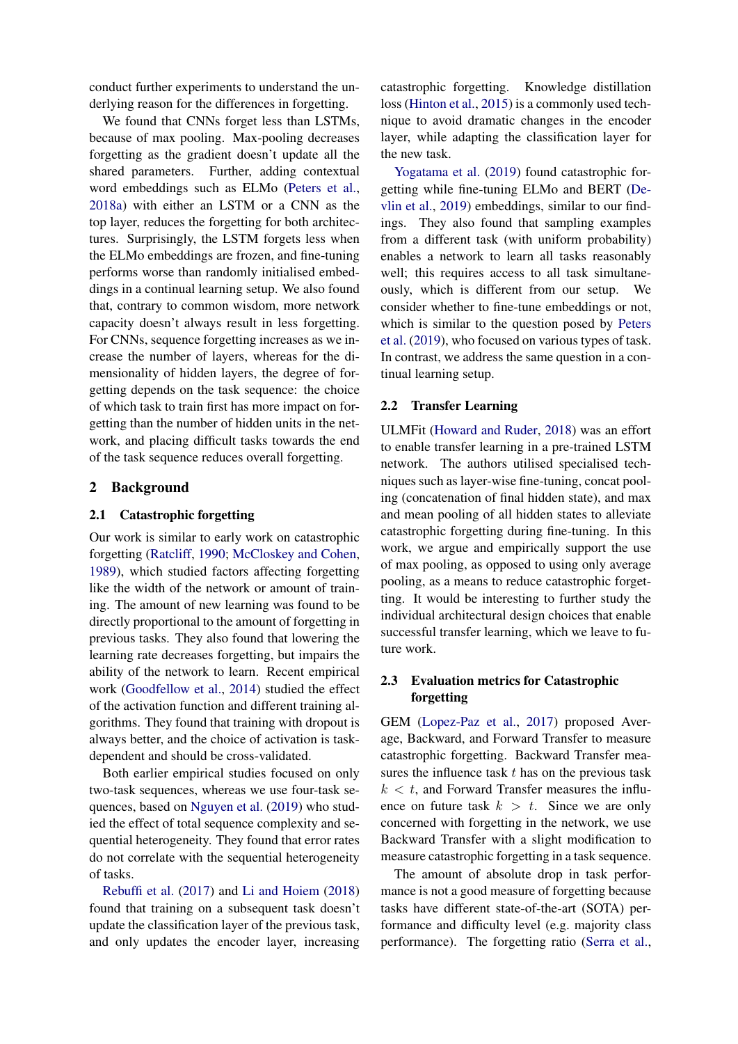conduct further experiments to understand the underlying reason for the differences in forgetting.

We found that CNNs forget less than LSTMs, because of max pooling. Max-pooling decreases forgetting as the gradient doesn't update all the shared parameters. Further, adding contextual word embeddings such as ELMo (Peters et al., 2018a) with either an LSTM or a CNN as the top layer, reduces the forgetting for both architectures. Surprisingly, the LSTM forgets less when the ELMo embeddings are frozen, and fine-tuning performs worse than randomly initialised embeddings in a continual learning setup. We also found that, contrary to common wisdom, more network capacity doesn't always result in less forgetting. For CNNs, sequence forgetting increases as we increase the number of layers, whereas for the dimensionality of hidden layers, the degree of forgetting depends on the task sequence: the choice of which task to train first has more impact on forgetting than the number of hidden units in the network, and placing difficult tasks towards the end of the task sequence reduces overall forgetting.

## 2 Background

### 2.1 Catastrophic forgetting

Our work is similar to early work on catastrophic forgetting (Ratcliff, 1990; McCloskey and Cohen, 1989), which studied factors affecting forgetting like the width of the network or amount of training. The amount of new learning was found to be directly proportional to the amount of forgetting in previous tasks. They also found that lowering the learning rate decreases forgetting, but impairs the ability of the network to learn. Recent empirical work (Goodfellow et al., 2014) studied the effect of the activation function and different training algorithms. They found that training with dropout is always better, and the choice of activation is task-dependent and should be cross-validated.

Both earlier empirical studies focused on only two-task sequences, whereas we use four-task sequences, based on Nguyen et al. (2019) who studied the effect of total sequence complexity and sequential heterogeneity. They found that error rates do not correlate with the sequential heterogeneity of tasks.

Rebuffi et al. (2017) and Li and Hoiem (2018) found that training on a subsequent task doesn't update the classification layer of the previous task, and only updates the encoder layer, increasing catastrophic forgetting. Knowledge distillation loss (Hinton et al., 2015) is a commonly used technique to avoid dramatic changes in the encoder layer, while adapting the classification layer for the new task.

Yogatama et al. (2019) found catastrophic forgetting while fine-tuning ELMo and BERT (Devlin et al., 2019) embeddings, similar to our findings. They also found that sampling examples from a different task (with uniform probability) enables a network to learn all tasks reasonably well; this requires access to all task simultaneously, which is different from our setup. We consider whether to fine-tune embeddings or not, which is similar to the question posed by Peters et al. (2019), who focused on various types of task. In contrast, we address the same question in a continual learning setup.

### 2.2 Transfer Learning

ULMFit (Howard and Ruder, 2018) was an effort to enable transfer learning in a pre-trained LSTM network. The authors utilised specialised techniques such as layer-wise fine-tuning, concat pooling (concatenation of final hidden state), and max and mean pooling of all hidden states to alleviate catastrophic forgetting during fine-tuning. In this work, we argue and empirically support the use of max pooling, as opposed to using only average pooling, as a means to reduce catastrophic forgetting. It would be interesting to further study the individual architectural design choices that enable successful transfer learning, which we leave to future work.

### 2.3 Evaluation metrics for Catastrophic forgetting

GEM (Lopez-Paz et al., 2017) proposed Average, Backward, and Forward Transfer to measure catastrophic forgetting. Backward Transfer measures the influence task $t$ has on the previous task $k < t$, and Forward Transfer measures the influence on future task $k > t$. Since we are only concerned with forgetting in the network, we use Backward Transfer with a slight modification to measure catastrophic forgetting in a task sequence.

The amount of absolute drop in task performance is not a good measure of forgetting because tasks have different state-of-the-art (SOTA) performance and difficulty level (e.g. majority class performance). The forgetting ratio (Serra et al.,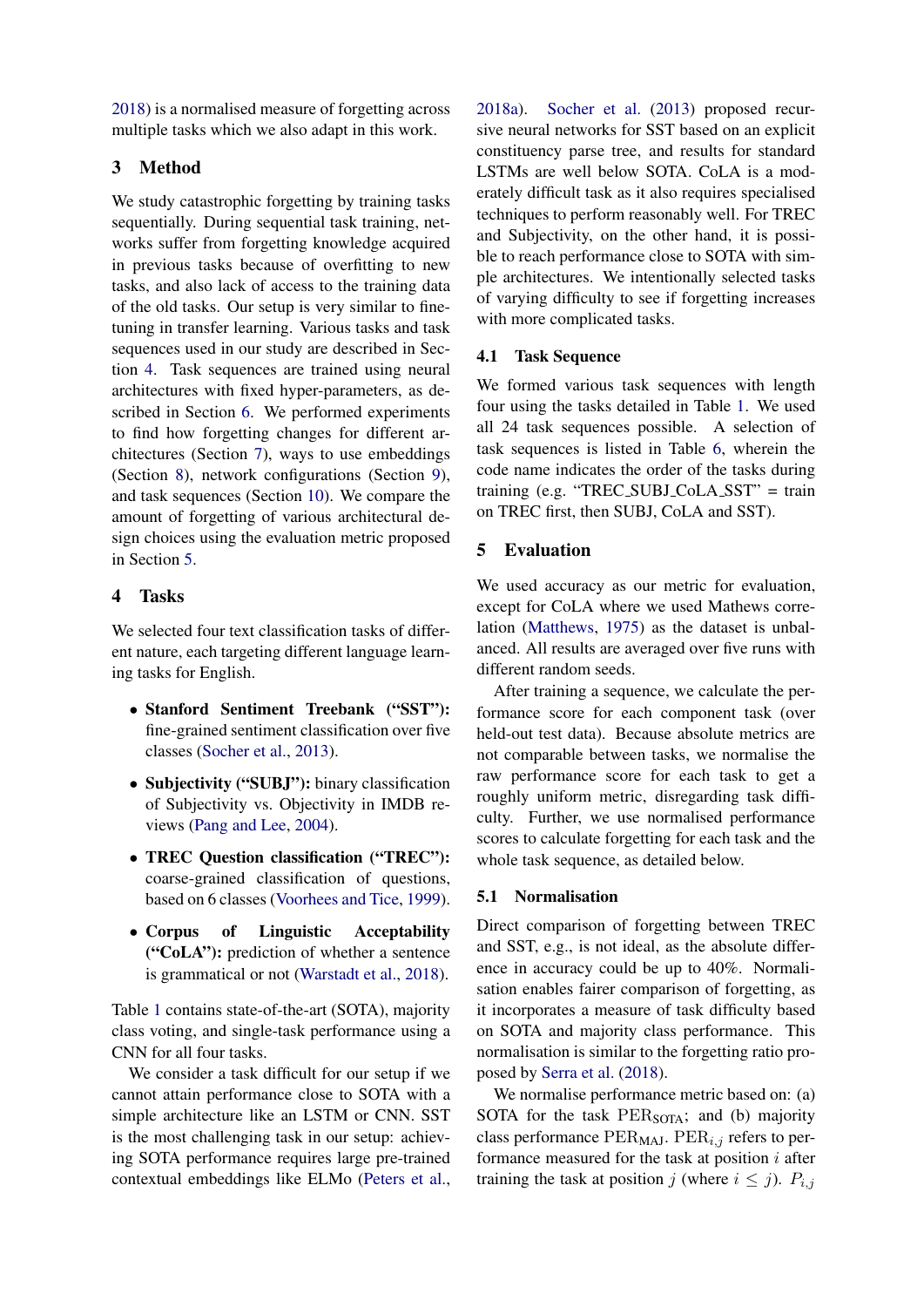2018) is a normalised measure of forgetting across multiple tasks which we also adapt in this work.

## 3 Method

We study catastrophic forgetting by training tasks sequentially. During sequential task training, networks suffer from forgetting knowledge acquired in previous tasks because of overfitting to new tasks, and also lack of access to the training data of the old tasks. Our setup is very similar to fine-tuning in transfer learning. Various tasks and task sequences used in our study are described in Section 4. Task sequences are trained using neural architectures with fixed hyper-parameters, as described in Section 6. We performed experiments to find how forgetting changes for different architectures (Section 7), ways to use embeddings (Section 8), network configurations (Section 9), and task sequences (Section 10). We compare the amount of forgetting of various architectural design choices using the evaluation metric proposed in Section 5.

## 4 Tasks

We selected four text classification tasks of different nature, each targeting different language learning tasks for English.

- **Stanford Sentiment Treebank ("SST"):** fine-grained sentiment classification over five classes (Socher et al., 2013).
- **Subjectivity ("SUBJ"):** binary classification of Subjectivity vs. Objectivity in IMDB reviews (Pang and Lee, 2004).
- **TREC Question classification ("TREC"):** coarse-grained classification of questions, based on 6 classes (Voorhees and Tice, 1999).
- **Corpus of Linguistic Acceptability ("CoLA"):** prediction of whether a sentence is grammatical or not (Warstadt et al., 2018).

Table 1 contains state-of-the-art (SOTA), majority class voting, and single-task performance using a CNN for all four tasks.

We consider a task difficult for our setup if we cannot attain performance close to SOTA with a simple architecture like an LSTM or CNN. SST is the most challenging task in our setup: achieving SOTA performance requires large pre-trained contextual embeddings like ELMo (Peters et al., 2018a). Socher et al. (2013) proposed recursive neural networks for SST based on an explicit constituency parse tree, and results for standard LSTMs are well below SOTA. CoLA is a moderately difficult task as it also requires specialised techniques to perform reasonably well. For TREC and Subjectivity, on the other hand, it is possible to reach performance close to SOTA with simple architectures. We intentionally selected tasks of varying difficulty to see if forgetting increases with more complicated tasks.

### 4.1 Task Sequence

We formed various task sequences with length four using the tasks detailed in Table 1. We used all 24 task sequences possible. A selection of task sequences is listed in Table 6, wherein the code name indicates the order of the tasks during training (e.g. "TREC_SUBJ_CoLA_SST" = train on TREC first, then SUBJ, CoLA and SST).

## 5 Evaluation

We used accuracy as our metric for evaluation, except for CoLA where we used Mathews correlation (Matthews, 1975) as the dataset is unbalanced. All results are averaged over five runs with different random seeds.

After training a sequence, we calculate the performance score for each component task (over held-out test data). Because absolute metrics are not comparable between tasks, we normalise the raw performance score for each task to get a roughly uniform metric, disregarding task difficulty. Further, we use normalised performance scores to calculate forgetting for each task and the whole task sequence, as detailed below.

### 5.1 Normalisation

Direct comparison of forgetting between TREC and SST, e.g., is not ideal, as the absolute difference in accuracy could be up to 40%. Normalisation enables fairer comparison of forgetting, as it incorporates a measure of task difficulty based on SOTA and majority class performance. This normalisation is similar to the forgetting ratio proposed by Serra et al. (2018).

We normalise performance metric based on: (a) SOTA for the task $\mathrm{PER}_{\mathrm{SOTA}}$; and (b) majority class performance $\mathrm{PER}_{\mathrm{MAJ}}$. $\mathrm{PER}_{i,j}$ refers to performance measured for the task at position $i$ after training the task at position $j$ (where $i \leq j$). $P_{i,j}$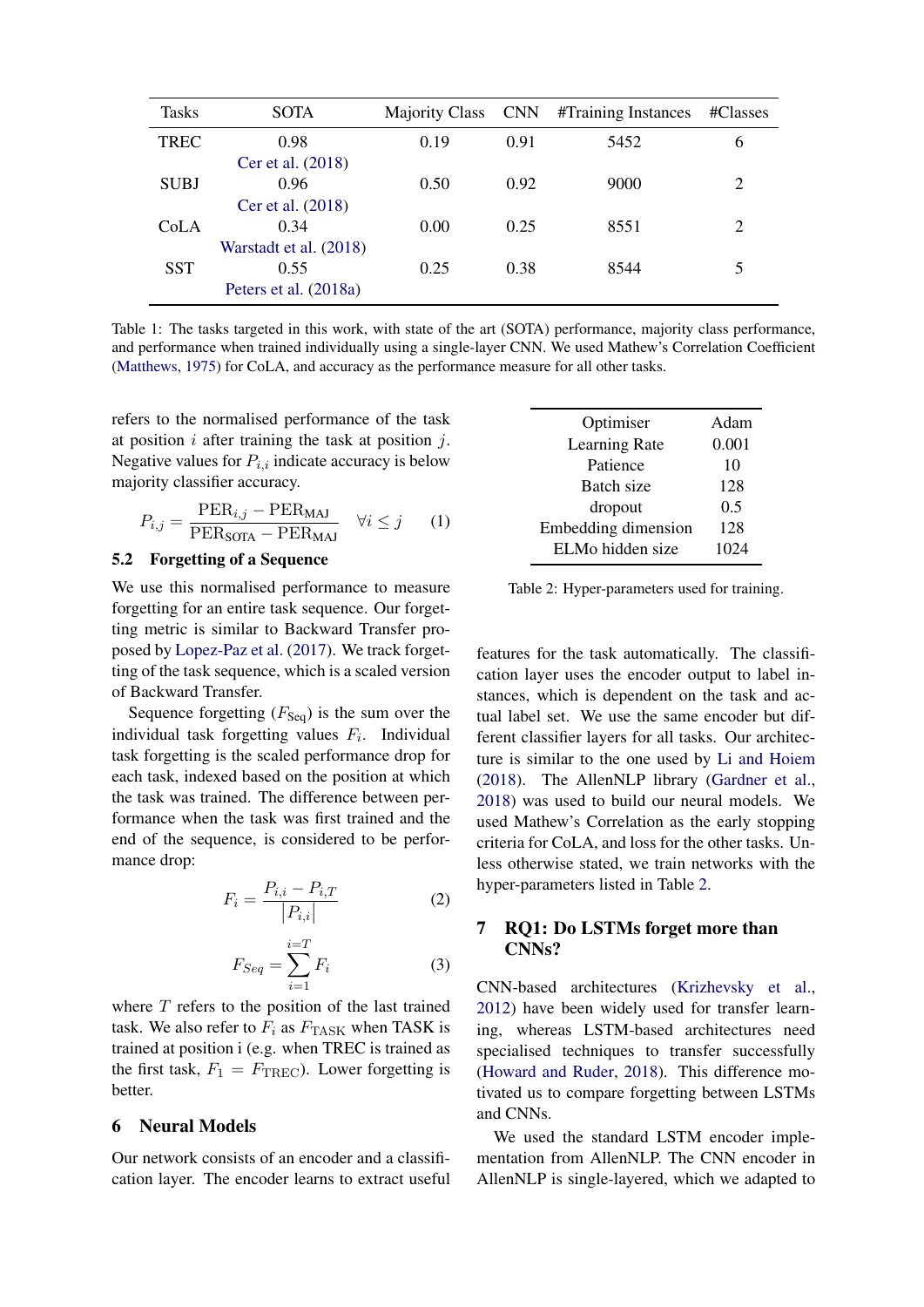| Tasks | SOTA | Majority Class | CNN | #Training Instances | #Classes |
|---|---|---|---|---|---|
| TREC | 0.98 Cer et al. (2018) | 0.19 | 0.91 | 5452 | 6 |
| SUBJ | 0.96 Cer et al. (2018) | 0.50 | 0.92 | 9000 | 2 |
| CoLA | 0.34 Warstadt et al. (2018) | 0.00 | 0.25 | 8551 | 2 |
| SST | 0.55 Peters et al. (2018a) | 0.25 | 0.38 | 8544 | 5 |

Table 1: The tasks targeted in this work, with state of the art (SOTA) performance, majority class performance, and performance when trained individually using a single-layer CNN. We used Mathew's Correlation Coefficient (Matthews, 1975) for CoLA, and accuracy as the performance measure for all other tasks.

refers to the normalised performance of the task at position $i$ after training the task at position $j$. Negative values for $P_{i,i}$ indicate accuracy is below majority classifier accuracy.

$$P_{i,j} = \frac{\text{PER}_{i,j} - \text{PER}_{\text{MAJ}}}{\text{PER}_{\text{SOTA}} - \text{PER}_{\text{MAJ}}} \quad \forall i \leq j \qquad (1)$$

### 5.2 Forgetting of a Sequence

We use this normalised performance to measure forgetting for an entire task sequence. Our forgetting metric is similar to Backward Transfer proposed by Lopez-Paz et al. (2017). We track forgetting of the task sequence, which is a scaled version of Backward Transfer.

Sequence forgetting ($F_{\text{Seq}}$) is the sum over the individual task forgetting values $F_i$. Individual task forgetting is the scaled performance drop for each task, indexed based on the position at which the task was trained. The difference between performance when the task was first trained and the end of the sequence, is considered to be performance drop:

$$F_i = \frac{P_{i,i} - P_{i,T}}{|P_{i,i}|} \qquad (2)$$

$$F_{Seq} = \sum_{i=1}^{i=T} F_i \qquad (3)$$

where $T$ refers to the position of the last trained task. We also refer to $F_i$ as $F_{\text{TASK}}$ when TASK is trained at position i (e.g. when TREC is trained as the first task, $F_1 = F_{\text{TREC}}$). Lower forgetting is better.

## 6 Neural Models

Our network consists of an encoder and a classification layer. The encoder learns to extract useful features for the task automatically. The classification layer uses the encoder output to label instances, which is dependent on the task and actual label set. We use the same encoder but different classifier layers for all tasks. Our architecture is similar to the one used by Li and Hoiem (2018). The AllenNLP library (Gardner et al., 2018) was used to build our neural models. We used Mathew's Correlation as the early stopping criteria for CoLA, and loss for the other tasks. Unless otherwise stated, we train networks with the hyper-parameters listed in Table 2.

| | |
|---|---|
| Optimiser | Adam |
| Learning Rate | 0.001 |
| Patience | 10 |
| Batch size | 128 |
| dropout | 0.5 |
| Embedding dimension | 128 |
| ELMo hidden size | 1024 |

Table 2: Hyper-parameters used for training.

## 7 RQ1: Do LSTMs forget more than CNNs?

CNN-based architectures (Krizhevsky et al., 2012) have been widely used for transfer learning, whereas LSTM-based architectures need specialised techniques to transfer successfully (Howard and Ruder, 2018). This difference motivated us to compare forgetting between LSTMs and CNNs.

We used the standard LSTM encoder implementation from AllenNLP. The CNN encoder in AllenNLP is single-layered, which we adapted to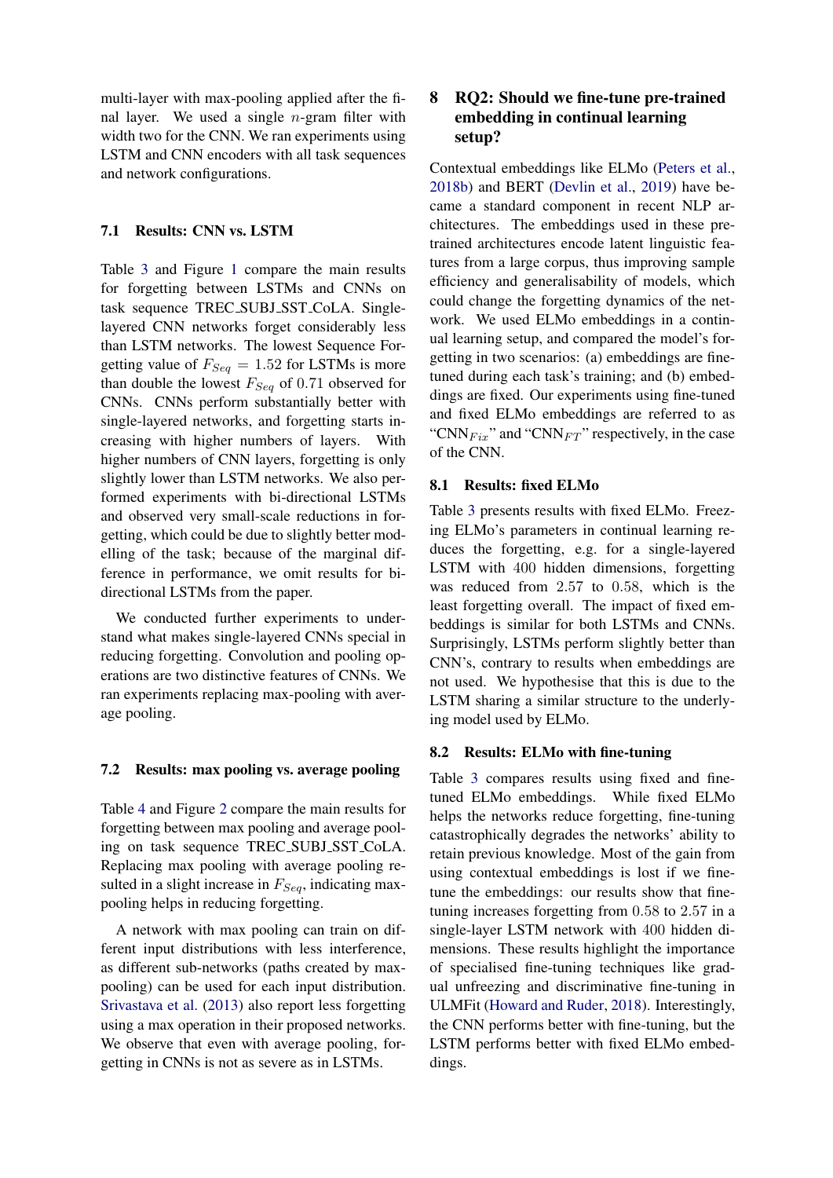multi-layer with max-pooling applied after the final layer. We used a single $n$-gram filter with width two for the CNN. We ran experiments using LSTM and CNN encoders with all task sequences and network configurations.

### 7.1 Results: CNN vs. LSTM

Table 3 and Figure 1 compare the main results for forgetting between LSTMs and CNNs on task sequence TREC_SUBJ_SST_CoLA. Single-layered CNN networks forget considerably less than LSTM networks. The lowest Sequence Forgetting value of $F_{Seq} = 1.52$ for LSTMs is more than double the lowest $F_{Seq}$ of 0.71 observed for CNNs. CNNs perform substantially better with single-layered networks, and forgetting starts increasing with higher numbers of layers. With higher numbers of CNN layers, forgetting is only slightly lower than LSTM networks. We also performed experiments with bi-directional LSTMs and observed very small-scale reductions in forgetting, which could be due to slightly better modelling of the task; because of the marginal difference in performance, we omit results for bi-directional LSTMs from the paper.

We conducted further experiments to understand what makes single-layered CNNs special in reducing forgetting. Convolution and pooling operations are two distinctive features of CNNs. We ran experiments replacing max-pooling with average pooling.

### 7.2 Results: max pooling vs. average pooling

Table 4 and Figure 2 compare the main results for forgetting between max pooling and average pooling on task sequence TREC_SUBJ_SST_CoLA. Replacing max pooling with average pooling resulted in a slight increase in $F_{Seq}$, indicating max-pooling helps in reducing forgetting.

A network with max pooling can train on different input distributions with less interference, as different sub-networks (paths created by max-pooling) can be used for each input distribution. Srivastava et al. (2013) also report less forgetting using a max operation in their proposed networks. We observe that even with average pooling, forgetting in CNNs is not as severe as in LSTMs.

## 8 RQ2: Should we fine-tune pre-trained embedding in continual learning setup?

Contextual embeddings like ELMo (Peters et al., 2018b) and BERT (Devlin et al., 2019) have became a standard component in recent NLP architectures. The embeddings used in these pre-trained architectures encode latent linguistic features from a large corpus, thus improving sample efficiency and generalisability of models, which could change the forgetting dynamics of the network. We used ELMo embeddings in a continual learning setup, and compared the model's forgetting in two scenarios: (a) embeddings are fine-tuned during each task's training; and (b) embeddings are fixed. Our experiments using fine-tuned and fixed ELMo embeddings are referred to as "CNN$_{Fix}$" and "CNN$_{FT}$" respectively, in the case of the CNN.

### 8.1 Results: fixed ELMo

Table 3 presents results with fixed ELMo. Freezing ELMo's parameters in continual learning reduces the forgetting, e.g. for a single-layered LSTM with 400 hidden dimensions, forgetting was reduced from 2.57 to 0.58, which is the least forgetting overall. The impact of fixed embeddings is similar for both LSTMs and CNNs. Surprisingly, LSTMs perform slightly better than CNN's, contrary to results when embeddings are not used. We hypothesise that this is due to the LSTM sharing a similar structure to the underlying model used by ELMo.

### 8.2 Results: ELMo with fine-tuning

Table 3 compares results using fixed and fine-tuned ELMo embeddings. While fixed ELMo helps the networks reduce forgetting, fine-tuning catastrophically degrades the networks' ability to retain previous knowledge. Most of the gain from using contextual embeddings is lost if we fine-tune the embeddings: our results show that fine-tuning increases forgetting from 0.58 to 2.57 in a single-layer LSTM network with 400 hidden dimensions. These results highlight the importance of specialised fine-tuning techniques like gradual unfreezing and discriminative fine-tuning in ULMFit (Howard and Ruder, 2018). Interestingly, the CNN performs better with fine-tuning, but the LSTM performs better with fixed ELMo embeddings.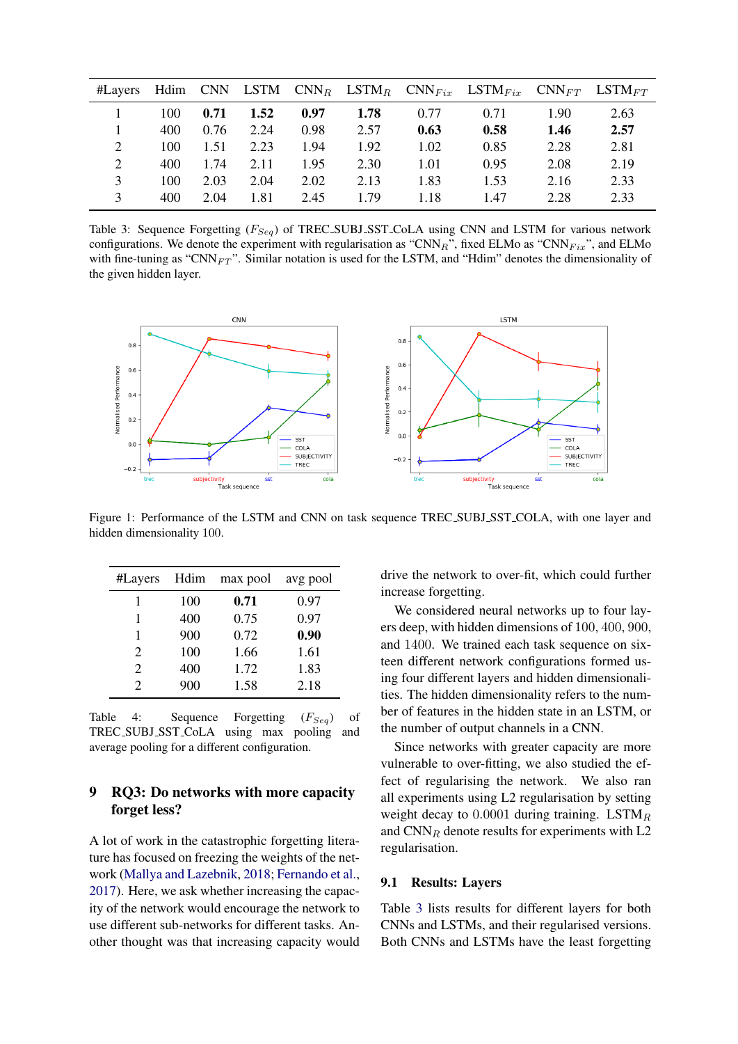| #Layers | Hdim | CNN | LSTM | $\text{CNN}_R$ | $\text{LSTM}_R$ | $\text{CNN}_{Fix}$ | $\text{LSTM}_{Fix}$ | $\text{CNN}_{FT}$ | $\text{LSTM}_{FT}$ |
|---|---|---|---|---|---|---|---|---|---|
| 1 | 100 | **0.71** | **1.52** | **0.97** | **1.78** | 0.77 | 0.71 | 1.90 | 2.63 |
| 1 | 400 | 0.76 | 2.24 | 0.98 | 2.57 | **0.63** | **0.58** | **1.46** | **2.57** |
| 2 | 100 | 1.51 | 2.23 | 1.94 | 1.92 | 1.02 | 0.85 | 2.28 | 2.81 |
| 2 | 400 | 1.74 | 2.11 | 1.95 | 2.30 | 1.01 | 0.95 | 2.08 | 2.19 |
| 3 | 100 | 2.03 | 2.04 | 2.02 | 2.13 | 1.83 | 1.53 | 2.16 | 2.33 |
| 3 | 400 | 2.04 | 1.81 | 2.45 | 1.79 | 1.18 | 1.47 | 2.28 | 2.33 |

Table 3: Sequence Forgetting ($F_{Seq}$) of TREC_SUBJ_SST_CoLA using CNN and LSTM for various network configurations. We denote the experiment with regularisation as "$\text{CNN}_R$", fixed ELMo as "$\text{CNN}_{Fix}$", and ELMo with fine-tuning as "$\text{CNN}_{FT}$". Similar notation is used for the LSTM, and "Hdim" denotes the dimensionality of the given hidden layer.

Figure 1: Performance of the LSTM and CNN on task sequence TREC_SUBJ_SST_COLA, with one layer and hidden dimensionality 100.

| #Layers | Hdim | max pool | avg pool |
|---|---|---|---|
| 1 | 100 | **0.71** | 0.97 |
| 1 | 400 | 0.75 | 0.97 |
| 1 | 900 | 0.72 | **0.90** |
| 2 | 100 | 1.66 | 1.61 |
| 2 | 400 | 1.72 | 1.83 |
| 2 | 900 | 1.58 | 2.18 |

Table 4: Sequence Forgetting ($F_{Seq}$) of TREC_SUBJ_SST_CoLA using max pooling and average pooling for a different configuration.

## 9 RQ3: Do networks with more capacity forget less?

A lot of work in the catastrophic forgetting literature has focused on freezing the weights of the network (Mallya and Lazebnik, 2018; Fernando et al., 2017). Here, we ask whether increasing the capacity of the network would encourage the network to use different sub-networks for different tasks. Another thought was that increasing capacity would drive the network to over-fit, which could further increase forgetting.

We considered neural networks up to four layers deep, with hidden dimensions of 100, 400, 900, and 1400. We trained each task sequence on sixteen different network configurations formed using four different layers and hidden dimensionalities. The hidden dimensionality refers to the number of features in the hidden state in an LSTM, or the number of output channels in a CNN.

Since networks with greater capacity are more vulnerable to over-fitting, we also studied the effect of regularising the network. We also ran all experiments using L2 regularisation by setting weight decay to 0.0001 during training. $\text{LSTM}_R$ and $\text{CNN}_R$ denote results for experiments with L2 regularisation.

### 9.1 Results: Layers

Table 3 lists results for different layers for both CNNs and LSTMs, and their regularised versions. Both CNNs and LSTMs have the least forgetting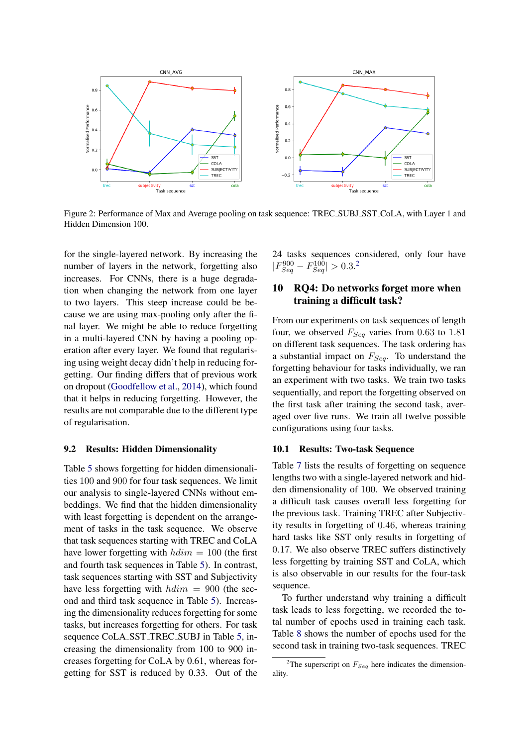Figure 2: Performance of Max and Average pooling on task sequence: TREC_SUBJ_SST_CoLA, with Layer 1 and Hidden Dimension 100.

for the single-layered network. By increasing the number of layers in the network, forgetting also increases. For CNNs, there is a huge degradation when changing the network from one layer to two layers. This steep increase could be because we are using max-pooling only after the final layer. We might be able to reduce forgetting in a multi-layered CNN by having a pooling operation after every layer. We found that regularising using weight decay didn't help in reducing forgetting. Our finding differs that of previous work on dropout (Goodfellow et al., 2014), which found that it helps in reducing forgetting. However, the results are not comparable due to the different type of regularisation.

### 9.2 Results: Hidden Dimensionality

Table 5 shows forgetting for hidden dimensionalities 100 and 900 for four task sequences. We limit our analysis to single-layered CNNs without embeddings. We find that the hidden dimensionality with least forgetting is dependent on the arrangement of tasks in the task sequence. We observe that task sequences starting with TREC and CoLA have lower forgetting with $hdim = 100$ (the first and fourth task sequences in Table 5). In contrast, task sequences starting with SST and Subjectivity have less forgetting with $hdim = 900$ (the second and third task sequence in Table 5). Increasing the dimensionality reduces forgetting for some tasks, but increases forgetting for others. For task sequence CoLA_SST_TREC_SUBJ in Table 5, increasing the dimensionality from 100 to 900 increases forgetting for CoLA by 0.61, whereas forgetting for SST is reduced by 0.33. Out of the 24 tasks sequences considered, only four have $|F^{900}_{Seq} - F^{100}_{Seq}| > 0.3$.[2]

## 10 RQ4: Do networks forget more when training a difficult task?

From our experiments on task sequences of length four, we observed $F_{Seq}$ varies from 0.63 to 1.81 on different task sequences. The task ordering has a substantial impact on $F_{Seq}$. To understand the forgetting behaviour for tasks individually, we ran an experiment with two tasks. We train two tasks sequentially, and report the forgetting observed on the first task after training the second task, averaged over five runs. We train all twelve possible configurations using four tasks.

### 10.1 Results: Two-task Sequence

Table 7 lists the results of forgetting on sequence lengths two with a single-layered network and hidden dimensionality of 100. We observed training a difficult task causes overall less forgetting for the previous task. Training TREC after Subjectivity results in forgetting of 0.46, whereas training hard tasks like SST only results in forgetting of 0.17. We also observe TREC suffers distinctively less forgetting by training SST and CoLA, which is also observable in our results for the four-task sequence.

To further understand why training a difficult task leads to less forgetting, we recorded the total number of epochs used in training each task. Table 8 shows the number of epochs used for the second task in training two-task sequences. TREC

[2]The superscript on $F_{Seq}$ here indicates the dimensionality.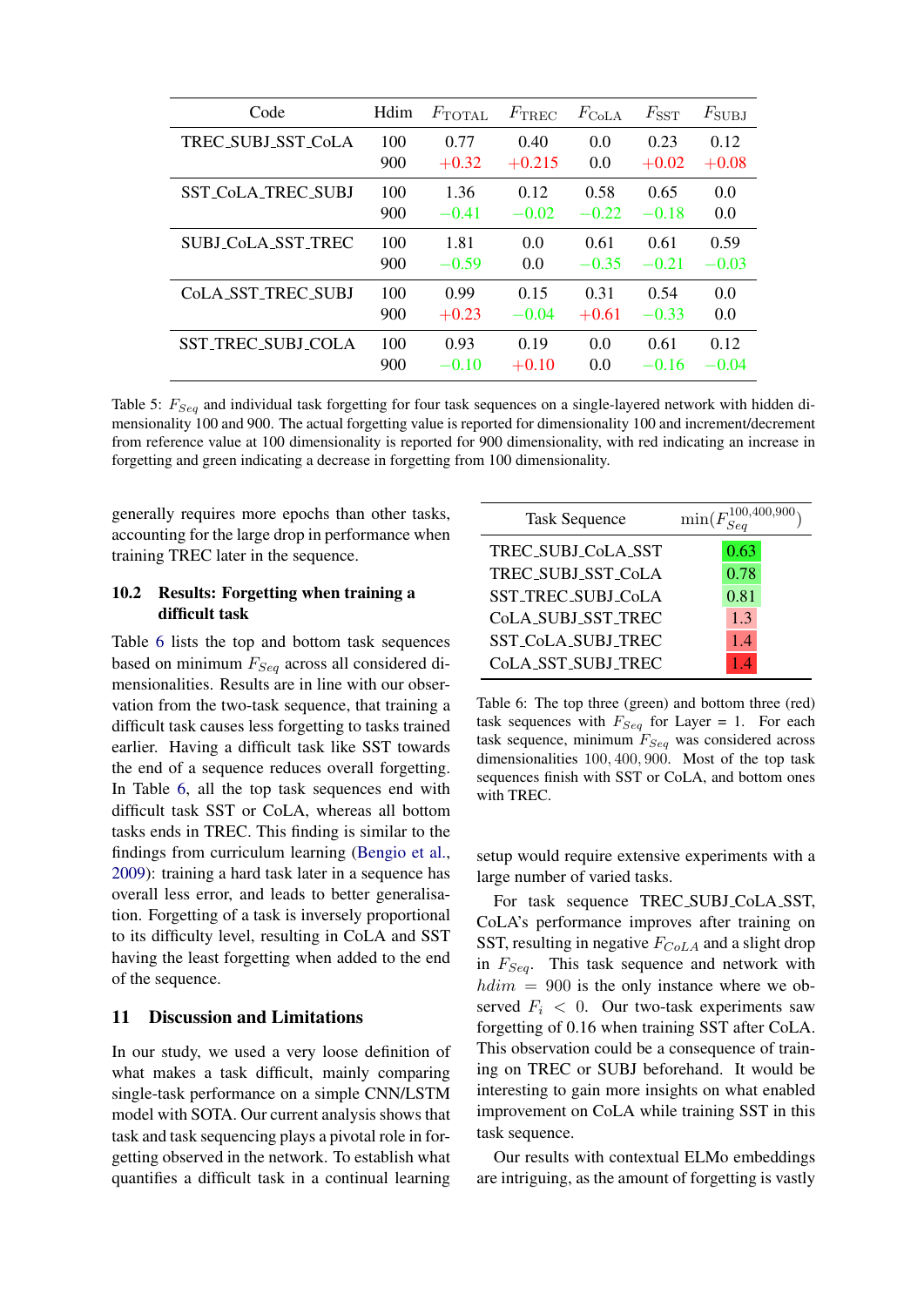| Code | Hdim | $F_{\text{TOTAL}}$ | $F_{\text{TREC}}$ | $F_{\text{CoLA}}$ | $F_{\text{SST}}$ | $F_{\text{SUBJ}}$ |
|---|---|---|---|---|---|---|
| TREC_SUBJ_SST_CoLA | 100 | 0.77 | 0.40 | 0.0 | 0.23 | 0.12 |
| | 900 | +0.32 | +0.215 | 0.0 | +0.02 | +0.08 |
| SST_CoLA_TREC_SUBJ | 100 | 1.36 | 0.12 | 0.58 | 0.65 | 0.0 |
| | 900 | −0.41 | −0.02 | −0.22 | −0.18 | 0.0 |
| SUBJ_CoLA_SST_TREC | 100 | 1.81 | 0.0 | 0.61 | 0.61 | 0.59 |
| | 900 | −0.59 | 0.0 | −0.35 | −0.21 | −0.03 |
| CoLA_SST_TREC_SUBJ | 100 | 0.99 | 0.15 | 0.31 | 0.54 | 0.0 |
| | 900 | +0.23 | −0.04 | +0.61 | −0.33 | 0.0 |
| SST_TREC_SUBJ_COLA | 100 | 0.93 | 0.19 | 0.0 | 0.61 | 0.12 |
| | 900 | −0.10 | +0.10 | 0.0 | −0.16 | −0.04 |

Table 5: $F_{Seq}$ and individual task forgetting for four task sequences on a single-layered network with hidden dimensionality 100 and 900. The actual forgetting value is reported for dimensionality 100 and increment/decrement from reference value at 100 dimensionality is reported for 900 dimensionality, with red indicating an increase in forgetting and green indicating a decrease in forgetting from 100 dimensionality.

generally requires more epochs than other tasks, accounting for the large drop in performance when training TREC later in the sequence.

### 10.2 Results: Forgetting when training a difficult task

Table 6 lists the top and bottom task sequences based on minimum $F_{Seq}$ across all considered dimensionalities. Results are in line with our observation from the two-task sequence, that training a difficult task causes less forgetting to tasks trained earlier. Having a difficult task like SST towards the end of a sequence reduces overall forgetting. In Table 6, all the top task sequences end with difficult task SST or CoLA, whereas all bottom tasks ends in TREC. This finding is similar to the findings from curriculum learning (Bengio et al., 2009): training a hard task later in a sequence has overall less error, and leads to better generalisation. Forgetting of a task is inversely proportional to its difficulty level, resulting in CoLA and SST having the least forgetting when added to the end of the sequence.

| Task Sequence | $\min(F_{Seq}^{100,400,900})$ |
|---|---|
| TREC_SUBJ_CoLA_SST | 0.63 |
| TREC_SUBJ_SST_CoLA | 0.78 |
| SST_TREC_SUBJ_CoLA | 0.81 |
| CoLA_SUBJ_SST_TREC | 1.3 |
| SST_CoLA_SUBJ_TREC | 1.4 |
| CoLA_SST_SUBJ_TREC | 1.4 |

Table 6: The top three (green) and bottom three (red) task sequences with $F_{Seq}$ for Layer = 1. For each task sequence, minimum $F_{Seq}$ was considered across dimensionalities $100, 400, 900$. Most of the top task sequences finish with SST or CoLA, and bottom ones with TREC.

## 11 Discussion and Limitations

In our study, we used a very loose definition of what makes a task difficult, mainly comparing single-task performance on a simple CNN/LSTM model with SOTA. Our current analysis shows that task and task sequencing plays a pivotal role in forgetting observed in the network. To establish what quantifies a difficult task in a continual learning setup would require extensive experiments with a large number of varied tasks.

For task sequence TREC_SUBJ_CoLA_SST, CoLA's performance improves after training on SST, resulting in negative $F_{CoLA}$ and a slight drop in $F_{Seq}$. This task sequence and network with $hdim = 900$ is the only instance where we observed $F_i < 0$. Our two-task experiments saw forgetting of 0.16 when training SST after CoLA. This observation could be a consequence of training on TREC or SUBJ beforehand. It would be interesting to gain more insights on what enabled improvement on CoLA while training SST in this task sequence.

Our results with contextual ELMo embeddings are intriguing, as the amount of forgetting is vastly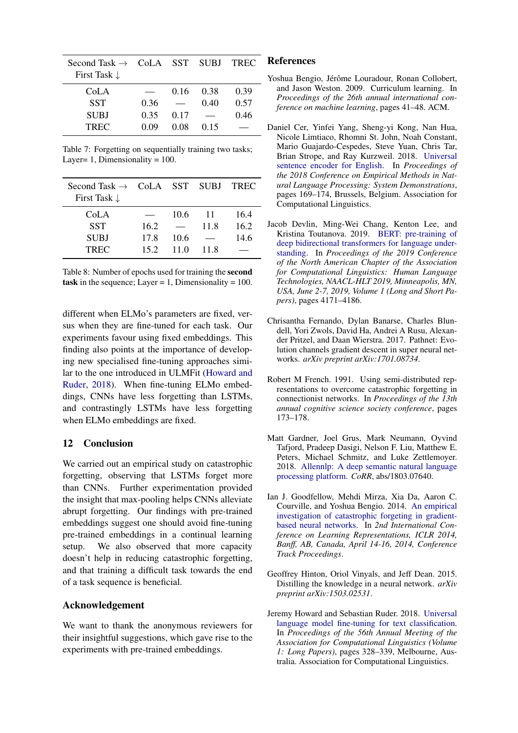| Second Task → First Task ↓ | CoLA | SST | SUBJ | TREC |
|---|---|---|---|---|
| CoLA | — | 0.16 | 0.38 | 0.39 |
| SST | 0.36 | — | 0.40 | 0.57 |
| SUBJ | 0.35 | 0.17 | — | 0.46 |
| TREC | 0.09 | 0.08 | 0.15 | — |

Table 7: Forgetting on sequentially training two tasks; Layer= 1, Dimensionality = 100.

| Second Task → First Task ↓ | CoLA | SST | SUBJ | TREC |
|---|---|---|---|---|
| CoLA | — | 10.6 | 11 | 16.4 |
| SST | 16.2 | — | 11.8 | 16.2 |
| SUBJ | 17.8 | 10.6 | — | 14.6 |
| TREC | 15.2 | 11.0 | 11.8 | — |

Table 8: Number of epochs used for training the **second task** in the sequence; Layer = 1, Dimensionality = 100.

different when ELMo's parameters are fixed, versus when they are fine-tuned for each task. Our experiments favour using fixed embeddings. This finding also points at the importance of developing new specialised fine-tuning approaches similar to the one introduced in ULMFit (Howard and Ruder, 2018). When fine-tuning ELMo embeddings, CNNs have less forgetting than LSTMs, and contrastingly LSTMs have less forgetting when ELMo embeddings are fixed.

## 12 Conclusion

We carried out an empirical study on catastrophic forgetting, observing that LSTMs forget more than CNNs. Further experimentation provided the insight that max-pooling helps CNNs alleviate abrupt forgetting. Our findings with pre-trained embeddings suggest one should avoid fine-tuning pre-trained embeddings in a continual learning setup. We also observed that more capacity doesn't help in reducing catastrophic forgetting, and that training a difficult task towards the end of a task sequence is beneficial.

## Acknowledgement

We want to thank the anonymous reviewers for their insightful suggestions, which gave rise to the experiments with pre-trained embeddings.

## References

Yoshua Bengio, Jérôme Louradour, Ronan Collobert, and Jason Weston. 2009. Curriculum learning. In *Proceedings of the 26th annual international conference on machine learning*, pages 41–48. ACM.

Daniel Cer, Yinfei Yang, Sheng-yi Kong, Nan Hua, Nicole Limtiaco, Rhomni St. John, Noah Constant, Mario Guajardo-Cespedes, Steve Yuan, Chris Tar, Brian Strope, and Ray Kurzweil. 2018. Universal sentence encoder for English. In *Proceedings of the 2018 Conference on Empirical Methods in Natural Language Processing: System Demonstrations*, pages 169–174, Brussels, Belgium. Association for Computational Linguistics.

Jacob Devlin, Ming-Wei Chang, Kenton Lee, and Kristina Toutanova. 2019. BERT: pre-training of deep bidirectional transformers for language understanding. In *Proceedings of the 2019 Conference of the North American Chapter of the Association for Computational Linguistics: Human Language Technologies, NAACL-HLT 2019, Minneapolis, MN, USA, June 2-7, 2019, Volume 1 (Long and Short Papers)*, pages 4171–4186.

Chrisantha Fernando, Dylan Banarse, Charles Blundell, Yori Zwols, David Ha, Andrei A Rusu, Alexander Pritzel, and Daan Wierstra. 2017. Pathnet: Evolution channels gradient descent in super neural networks. *arXiv preprint arXiv:1701.08734*.

Robert M French. 1991. Using semi-distributed representations to overcome catastrophic forgetting in connectionist networks. In *Proceedings of the 13th annual cognitive science society conference*, pages 173–178.

Matt Gardner, Joel Grus, Mark Neumann, Oyvind Tafjord, Pradeep Dasigi, Nelson F. Liu, Matthew E. Peters, Michael Schmitz, and Luke Zettlemoyer. 2018. Allennlp: A deep semantic natural language processing platform. *CoRR*, abs/1803.07640.

Ian J. Goodfellow, Mehdi Mirza, Xia Da, Aaron C. Courville, and Yoshua Bengio. 2014. An empirical investigation of catastrophic forgeting in gradient-based neural networks. In *2nd International Conference on Learning Representations, ICLR 2014, Banff, AB, Canada, April 14-16, 2014, Conference Track Proceedings*.

Geoffrey Hinton, Oriol Vinyals, and Jeff Dean. 2015. Distilling the knowledge in a neural network. *arXiv preprint arXiv:1503.02531*.

Jeremy Howard and Sebastian Ruder. 2018. Universal language model fine-tuning for text classification. In *Proceedings of the 56th Annual Meeting of the Association for Computational Linguistics (Volume 1: Long Papers)*, pages 328–339, Melbourne, Australia. Association for Computational Linguistics.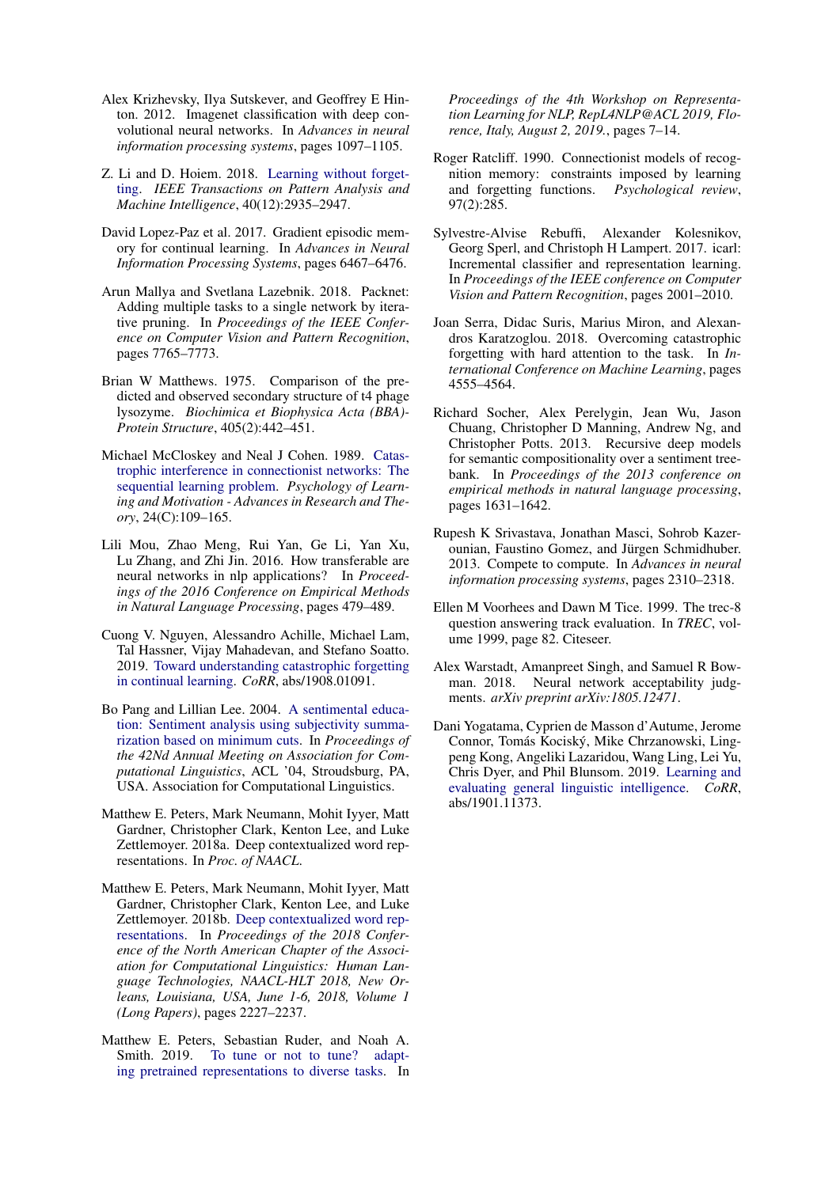Alex Krizhevsky, Ilya Sutskever, and Geoffrey E Hinton. 2012. Imagenet classification with deep convolutional neural networks. In *Advances in neural information processing systems*, pages 1097–1105.

Z. Li and D. Hoiem. 2018. Learning without forgetting. *IEEE Transactions on Pattern Analysis and Machine Intelligence*, 40(12):2935–2947.

David Lopez-Paz et al. 2017. Gradient episodic memory for continual learning. In *Advances in Neural Information Processing Systems*, pages 6467–6476.

Arun Mallya and Svetlana Lazebnik. 2018. Packnet: Adding multiple tasks to a single network by iterative pruning. In *Proceedings of the IEEE Conference on Computer Vision and Pattern Recognition*, pages 7765–7773.

Brian W Matthews. 1975. Comparison of the predicted and observed secondary structure of t4 phage lysozyme. *Biochimica et Biophysica Acta (BBA)-Protein Structure*, 405(2):442–451.

Michael McCloskey and Neal J Cohen. 1989. Catastrophic interference in connectionist networks: The sequential learning problem. *Psychology of Learning and Motivation - Advances in Research and Theory*, 24(C):109–165.

Lili Mou, Zhao Meng, Rui Yan, Ge Li, Yan Xu, Lu Zhang, and Zhi Jin. 2016. How transferable are neural networks in nlp applications? In *Proceedings of the 2016 Conference on Empirical Methods in Natural Language Processing*, pages 479–489.

Cuong V. Nguyen, Alessandro Achille, Michael Lam, Tal Hassner, Vijay Mahadevan, and Stefano Soatto. 2019. Toward understanding catastrophic forgetting in continual learning. *CoRR*, abs/1908.01091.

Bo Pang and Lillian Lee. 2004. A sentimental education: Sentiment analysis using subjectivity summarization based on minimum cuts. In *Proceedings of the 42Nd Annual Meeting on Association for Computational Linguistics*, ACL '04, Stroudsburg, PA, USA. Association for Computational Linguistics.

Matthew E. Peters, Mark Neumann, Mohit Iyyer, Matt Gardner, Christopher Clark, Kenton Lee, and Luke Zettlemoyer. 2018a. Deep contextualized word representations. In *Proc. of NAACL*.

Matthew E. Peters, Mark Neumann, Mohit Iyyer, Matt Gardner, Christopher Clark, Kenton Lee, and Luke Zettlemoyer. 2018b. Deep contextualized word representations. In *Proceedings of the 2018 Conference of the North American Chapter of the Association for Computational Linguistics: Human Language Technologies, NAACL-HLT 2018, New Orleans, Louisiana, USA, June 1-6, 2018, Volume 1 (Long Papers)*, pages 2227–2237.

Matthew E. Peters, Sebastian Ruder, and Noah A. Smith. 2019. To tune or not to tune? adapting pretrained representations to diverse tasks. In *Proceedings of the 4th Workshop on Representation Learning for NLP, RepL4NLP@ACL 2019, Florence, Italy, August 2, 2019.*, pages 7–14.

Roger Ratcliff. 1990. Connectionist models of recognition memory: constraints imposed by learning and forgetting functions. *Psychological review*, 97(2):285.

Sylvestre-Alvise Rebuffi, Alexander Kolesnikov, Georg Sperl, and Christoph H Lampert. 2017. icarl: Incremental classifier and representation learning. In *Proceedings of the IEEE conference on Computer Vision and Pattern Recognition*, pages 2001–2010.

Joan Serra, Didac Suris, Marius Miron, and Alexandros Karatzoglou. 2018. Overcoming catastrophic forgetting with hard attention to the task. In *International Conference on Machine Learning*, pages 4555–4564.

Richard Socher, Alex Perelygin, Jean Wu, Jason Chuang, Christopher D Manning, Andrew Ng, and Christopher Potts. 2013. Recursive deep models for semantic compositionality over a sentiment treebank. In *Proceedings of the 2013 conference on empirical methods in natural language processing*, pages 1631–1642.

Rupesh K Srivastava, Jonathan Masci, Sohrob Kazerounian, Faustino Gomez, and Jürgen Schmidhuber. 2013. Compete to compute. In *Advances in neural information processing systems*, pages 2310–2318.

Ellen M Voorhees and Dawn M Tice. 1999. The trec-8 question answering track evaluation. In *TREC*, volume 1999, page 82. Citeseer.

Alex Warstadt, Amanpreet Singh, and Samuel R Bowman. 2018. Neural network acceptability judgments. *arXiv preprint arXiv:1805.12471*.

Dani Yogatama, Cyprien de Masson d'Autume, Jerome Connor, Tomás Kociský, Mike Chrzanowski, Lingpeng Kong, Angeliki Lazaridou, Wang Ling, Lei Yu, Chris Dyer, and Phil Blunsom. 2019. Learning and evaluating general linguistic intelligence. *CoRR*, abs/1901.11373.